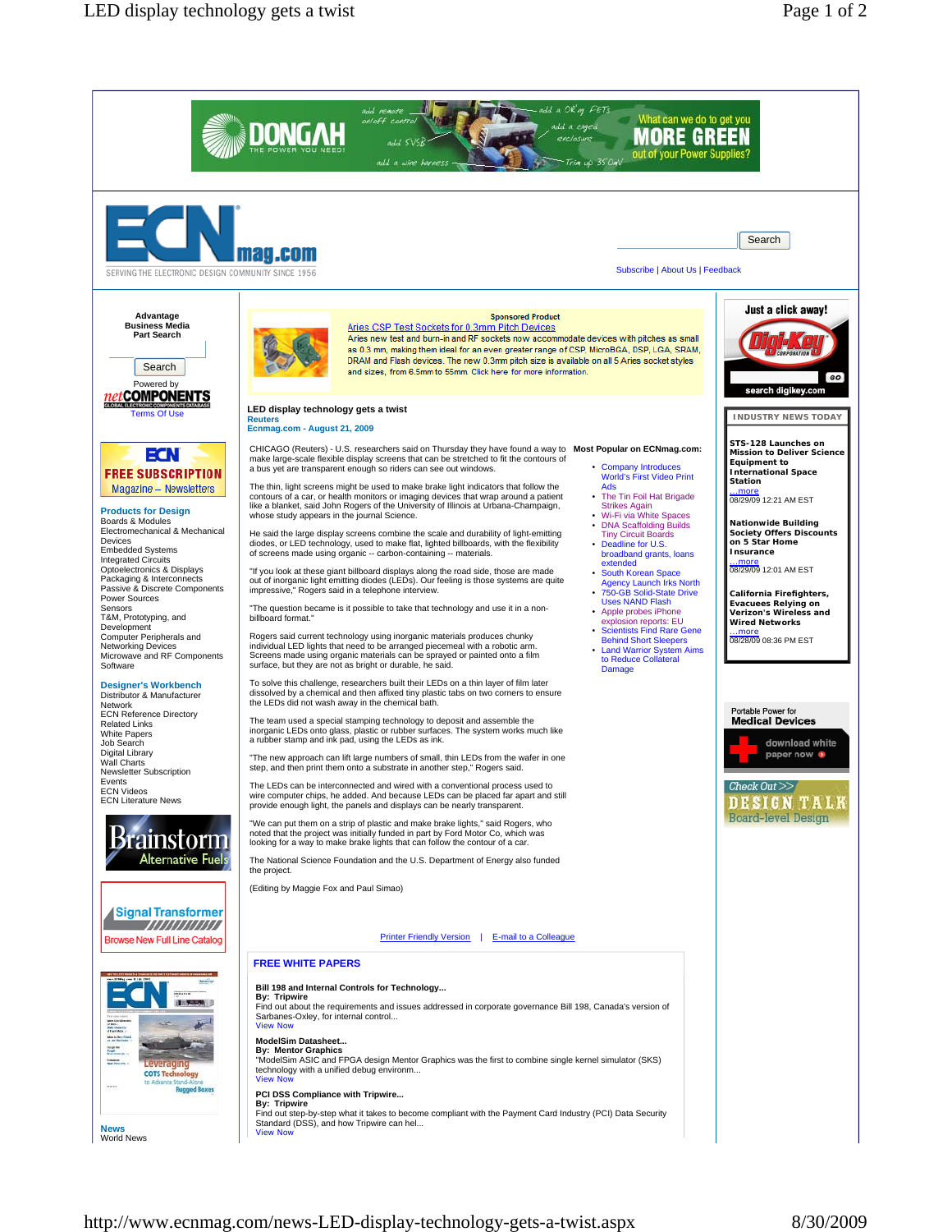# LED display technology gets a twist

**Reuters**
**Ecnmag.com - August 21, 2009**

CHICAGO (Reuters) - U.S. researchers said on Thursday they have found a way to make large-scale flexible display screens that can be stretched to fit the contours of a bus yet are transparent enough so riders can see out windows.

The thin, light screens might be used to make brake light indicators that follow the contours of a car, or health monitors or imaging devices that wrap around a patient like a blanket, said John Rogers of the University of Illinois at Urbana-Champaign, whose study appears in the journal Science.

He said the large display screens combine the scale and durability of light-emitting diodes, or LED technology, used to make flat, lighted billboards, with the flexibility of screens made using organic -- carbon-containing -- materials.

"If you look at these giant billboard displays along the road side, those are made out of inorganic light emitting diodes (LEDs). Our feeling is those systems are quite impressive," Rogers said in a telephone interview.

"The question became is it possible to take that technology and use it in a non-billboard format."

Rogers said current technology using inorganic materials produces chunky individual LED lights that need to be arranged piecemeal with a robotic arm. Screens made using organic materials can be sprayed or painted onto a film surface, but they are not as bright or durable, he said.

To solve this challenge, researchers built their LEDs on a thin layer of film later dissolved by a chemical and then affixed tiny plastic tabs on two corners to ensure the LEDs did not wash away in the chemical bath.

The team used a special stamping technology to deposit and assemble the inorganic LEDs onto glass, plastic or rubber surfaces. The stamp is made with a rubber stamp and ink pad, using the LEDs as ink.

"The new approach can lift large numbers of small, thin LEDs from the wafer in one step, and then print them onto a substrate in another step," Rogers said.

The LEDs can be interconnected and wired with a conventional process used to wire computer chips, he added. And because LEDs can be placed far apart and still provide enough light, the panels and displays can be nearly transparent.

"We can put them on a strip of plastic and make brake lights," said Rogers, who noted that the project was initially funded in part by Ford Motor Co, which was looking for a way to make brake lights that can follow the contour of a car.

The National Science Foundation and the U.S. Department of Energy also funded the project.

(Editing by Maggie Fox and Paul Simao)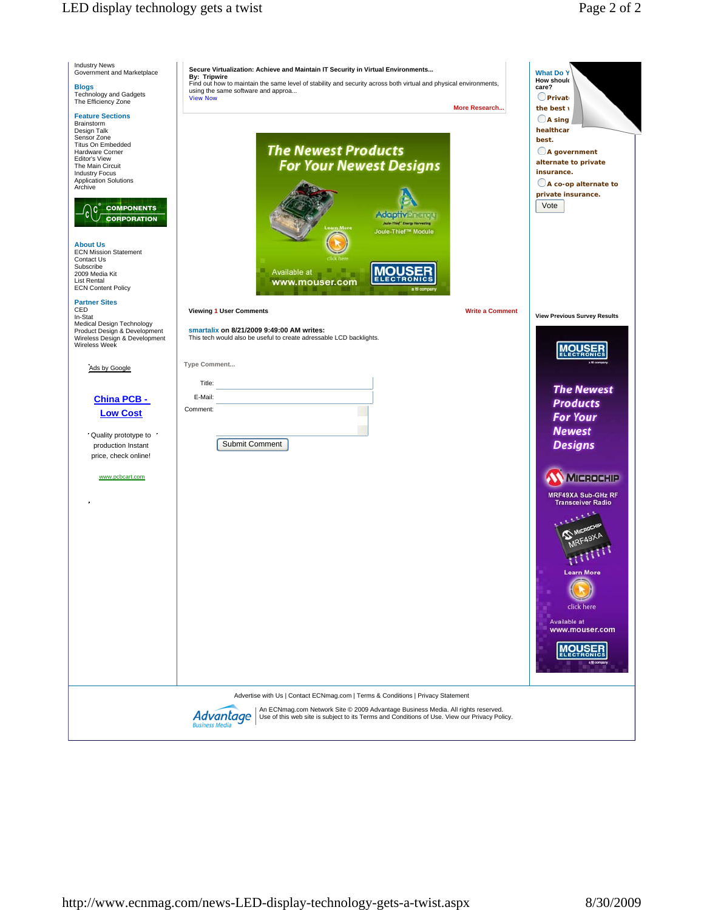Industry News
Government and Marketplace

**Blogs**
Technology and Gadgets
The Efficiency Zone

**Feature Sections**
Brainstorm
Design Talk
Sensor Zone
Titus On Embedded
Hardware Corner
Editor's View
The Main Circuit
Industry Focus
Application Solutions
Archive

**About Us**
ECN Mission Statement
Contact Us
Subscribe
2009 Media Kit
List Rental
ECN Content Policy

**Partner Sites**
CED
In-Stat
Medical Design Technology
Product Design & Development
Wireless Design & Development
Wireless Week

Ads by Google

**China PCB - Low Cost**

Quality prototype to production Instant price, check online!

www.pcbcart.com

**Secure Virtualization: Achieve and Maintain IT Security in Virtual Environments...**
**By: Tripwire**
Find out how to maintain the same level of stability and security across both virtual and physical environments, using the same software and approa...
View Now

More Research...

**Viewing 1 User Comments**

Write a Comment

**smartalix on 8/21/2009 9:49:00 AM writes:**
This tech would also be useful to create adressable LCD backlights.

Type Comment...

Title:
E-Mail:
Comment:

Submit Comment

**What Do Y**
How should
care?

- Privat the best
- A sing healthcar best.
- A government alternate to private insurance.
- A co-op alternate to private insurance.

Vote

View Previous Survey Results

Advertise with Us | Contact ECNmag.com | Terms & Conditions | Privacy Statement

An ECNmag.com Network Site © 2009 Advantage Business Media. All rights reserved.
Use of this web site is subject to its Terms and Conditions of Use. View our Privacy Policy.